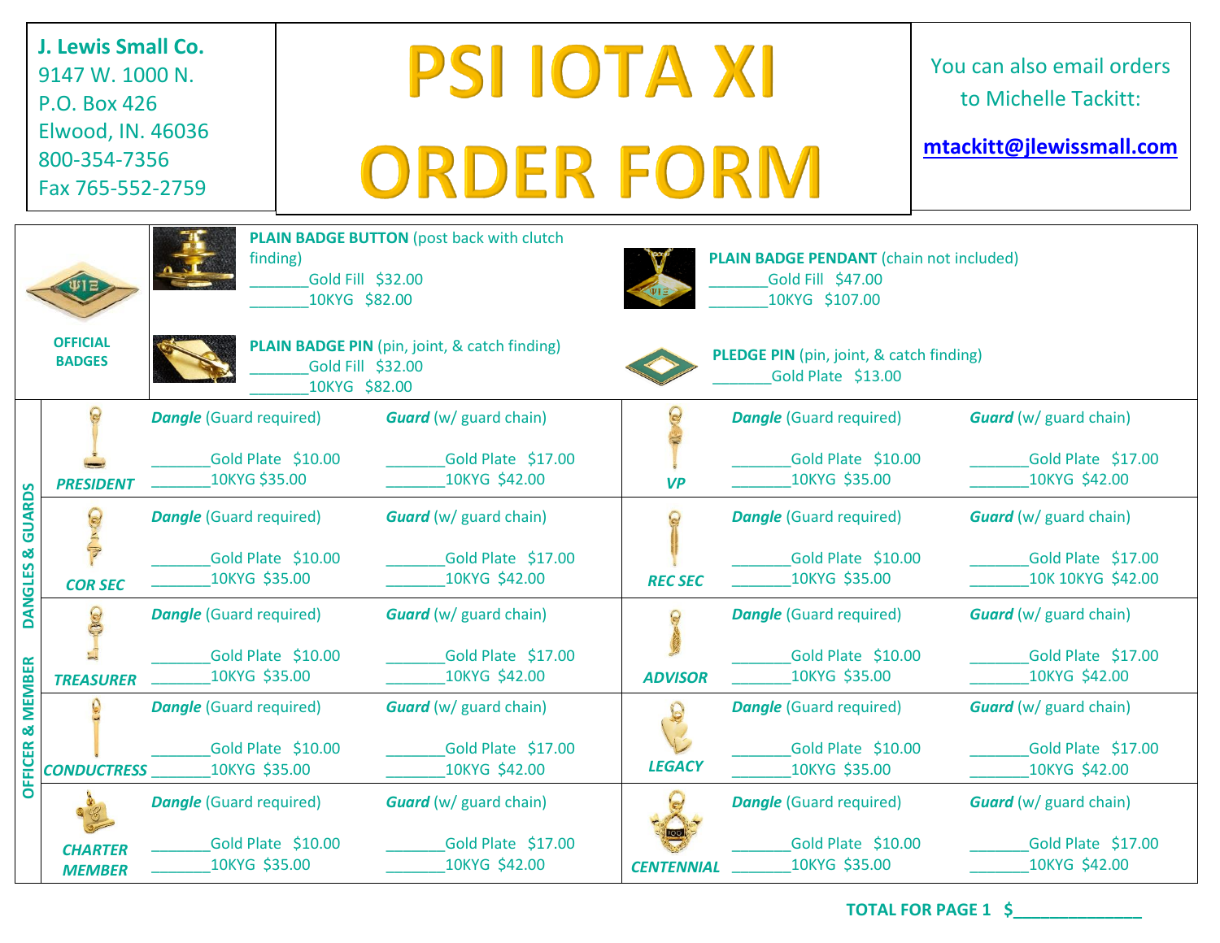**J. Lewis Small Co.**
9147 W. 1000 N.
P.O. Box 426
Elwood, IN. 46036
800-354-7356
Fax 765-552-2759

# PSI IOTA XI ORDER FORM

You can also email orders to Michelle Tackitt:

**mtackitt@jlewissmall.com**

## OFFICIAL BADGES

**PLAIN BADGE BUTTON** (post back with clutch finding)
_______Gold Fill $32.00
_______10KYG $82.00

**PLAIN BADGE PENDANT** (chain not included)
_______Gold Fill $47.00
_______10KYG $107.00

**PLAIN BADGE PIN** (pin, joint, & catch finding)
_______Gold Fill $32.00
_______10KYG $82.00

**PLEDGE PIN** (pin, joint, & catch finding)
_______Gold Plate $13.00

## OFFICER & MEMBER DANGLES & GUARDS

| Item | ***Dangle*** (Guard required) | ***Guard*** (w/ guard chain) |
|---|---|---|
| ***PRESIDENT*** | _______Gold Plate $10.00<br>_______10KYG $35.00 | _______Gold Plate $17.00<br>_______10KYG $42.00 |
| ***VP*** | _______Gold Plate $10.00<br>_______10KYG $35.00 | _______Gold Plate $17.00<br>_______10KYG $42.00 |
| ***COR SEC*** | _______Gold Plate $10.00<br>_______10KYG $35.00 | _______Gold Plate $17.00<br>_______10KYG $42.00 |
| ***REC SEC*** | _______Gold Plate $10.00<br>_______10KYG $35.00 | _______Gold Plate $17.00<br>_______10K 10KYG $42.00 |
| ***TREASURER*** | _______Gold Plate $10.00<br>_______10KYG $35.00 | _______Gold Plate $17.00<br>_______10KYG $42.00 |
| ***ADVISOR*** | _______Gold Plate $10.00<br>_______10KYG $35.00 | _______Gold Plate $17.00<br>_______10KYG $42.00 |
| ***CONDUCTRESS*** | _______Gold Plate $10.00<br>_______10KYG $35.00 | _______Gold Plate $17.00<br>_______10KYG $42.00 |
| ***LEGACY*** | _______Gold Plate $10.00<br>_______10KYG $35.00 | _______Gold Plate $17.00<br>_______10KYG $42.00 |
| ***CHARTER MEMBER*** | _______Gold Plate $10.00<br>_______10KYG $35.00 | _______Gold Plate $17.00<br>_______10KYG $42.00 |
| ***CENTENNIAL*** | _______Gold Plate $10.00<br>_______10KYG $35.00 | _______Gold Plate $17.00<br>_______10KYG $42.00 |

**TOTAL FOR PAGE 1 $_____________**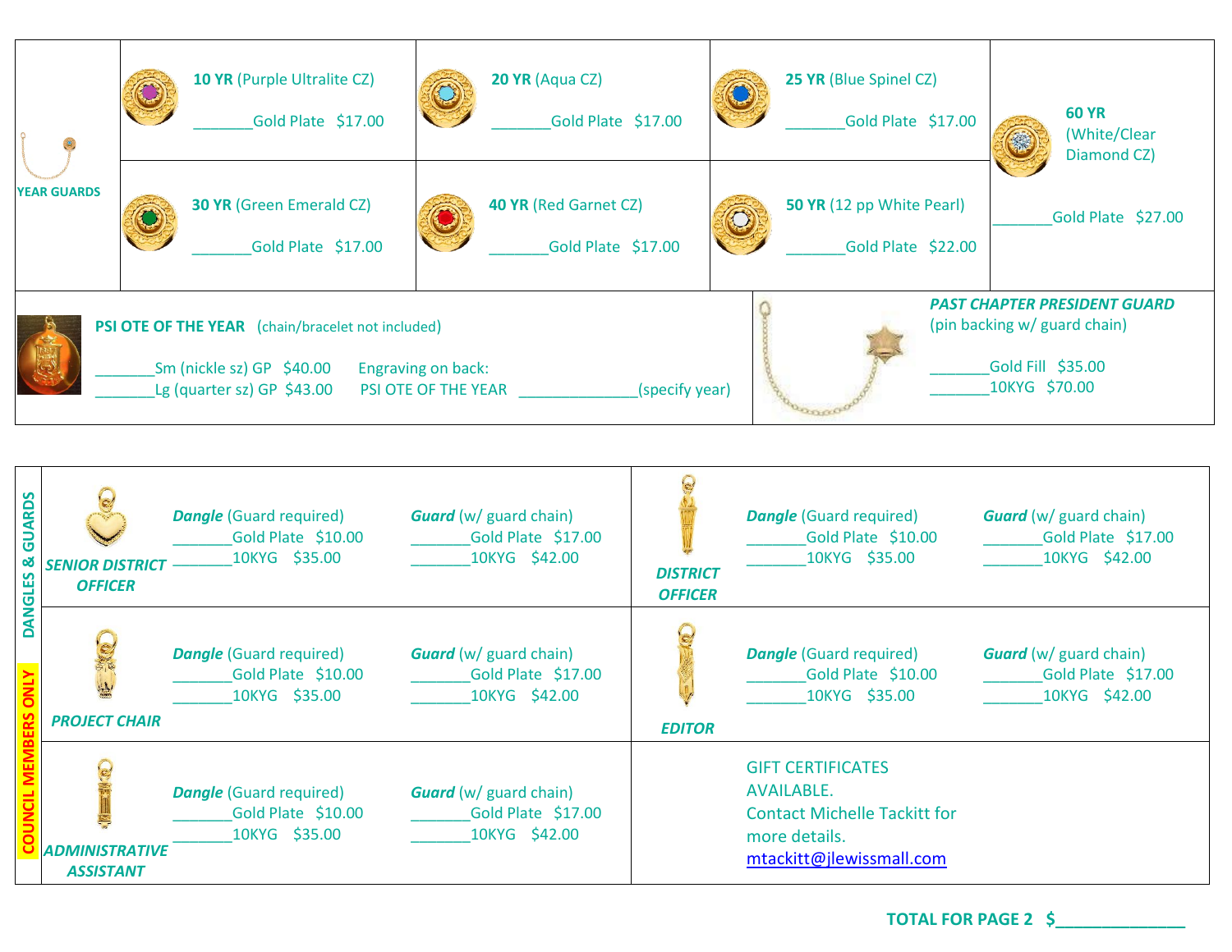## YEAR GUARDS

| Item | Gold Plate |
| --- | --- |
| **10 YR** (Purple Ultralite CZ) | _______Gold Plate $17.00 |
| **20 YR** (Aqua CZ) | _______Gold Plate $17.00 |
| **25 YR** (Blue Spinel CZ) | _______Gold Plate $17.00 |
| **30 YR** (Green Emerald CZ) | _______Gold Plate $17.00 |
| **40 YR** (Red Garnet CZ) | _______Gold Plate $17.00 |
| **50 YR** (12 pp White Pearl) | _______Gold Plate $22.00 |
| **60 YR** (White/Clear Diamond CZ) | _______Gold Plate $27.00 |

**PSI OTE OF THE YEAR** (chain/bracelet not included)

_______Sm (nickle sz) GP $40.00
_______Lg (quarter sz) GP $43.00

Engraving on back:
PSI OTE OF THE YEAR ______________(specify year)

***PAST CHAPTER PRESIDENT GUARD***
(pin backing w/ guard chain)

_______Gold Fill $35.00
_______10KYG $70.00

## DANGLES & GUARDS — COUNCIL MEMBERS ONLY

| Item | *Dangle* (Guard required) | *Guard* (w/ guard chain) |
| --- | --- | --- |
| ***SENIOR DISTRICT OFFICER*** | _______Gold Plate $10.00<br>_______10KYG $35.00 | _______Gold Plate $17.00<br>_______10KYG $42.00 |
| ***DISTRICT OFFICER*** | _______Gold Plate $10.00<br>_______10KYG $35.00 | _______Gold Plate $17.00<br>_______10KYG $42.00 |
| ***PROJECT CHAIR*** | _______Gold Plate $10.00<br>_______10KYG $35.00 | _______Gold Plate $17.00<br>_______10KYG $42.00 |
| ***EDITOR*** | _______Gold Plate $10.00<br>_______10KYG $35.00 | _______Gold Plate $17.00<br>_______10KYG $42.00 |
| ***ADMINISTRATIVE ASSISTANT*** | _______Gold Plate $10.00<br>_______10KYG $35.00 | _______Gold Plate $17.00<br>_______10KYG $42.00 |

GIFT CERTIFICATES AVAILABLE.
Contact Michelle Tackitt for more details.
mtackitt@jlewissmall.com

**TOTAL FOR PAGE 2 $______________**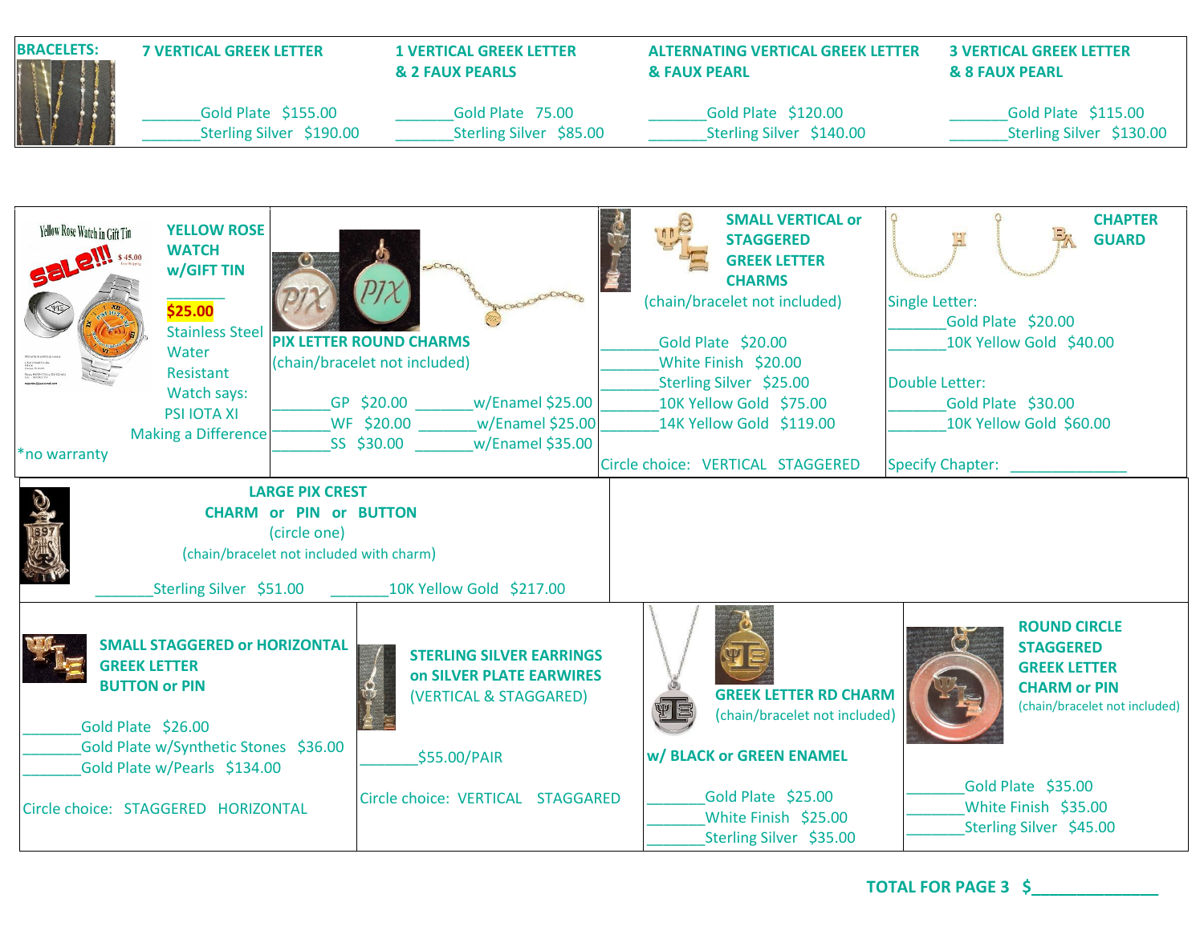## BRACELETS:

| 7 VERTICAL GREEK LETTER | 1 VERTICAL GREEK LETTER & 2 FAUX PEARLS | ALTERNATING VERTICAL GREEK LETTER & FAUX PEARL | 3 VERTICAL GREEK LETTER & 8 FAUX PEARL |
|---|---|---|---|
| _______Gold Plate $155.00 | _______Gold Plate 75.00 | _______Gold Plate $120.00 | _______Gold Plate $115.00 |
| _______Sterling Silver $190.00 | _______Sterling Silver $85.00 | _______Sterling Silver $140.00 | _______Sterling Silver $130.00 |

### YELLOW ROSE WATCH w/GIFT TIN

Yellow Rose Watch in Gift Tin

sale!!! $45.00

_______

**$25.00**

Stainless Steel
Water Resistant
Watch says:
PSI IOTA XI
Making a Difference

*no warranty

### PIX LETTER ROUND CHARMS

(chain/bracelet not included)

_______GP $20.00 _______w/Enamel $25.00
_______WF $20.00 _______w/Enamel $25.00
_______SS $30.00 _______w/Enamel $35.00

### SMALL VERTICAL or STAGGERED GREEK LETTER CHARMS

(chain/bracelet not included)

_______Gold Plate $20.00
_______White Finish $20.00
_______Sterling Silver $25.00
_______10K Yellow Gold $75.00
_______14K Yellow Gold $119.00

Circle choice: VERTICAL STAGGERED

### CHAPTER GUARD

Single Letter:
_______Gold Plate $20.00
_______10K Yellow Gold $40.00

Double Letter:
_______Gold Plate $30.00
_______10K Yellow Gold $60.00

Specify Chapter: _____________

### LARGE PIX CREST CHARM or PIN or BUTTON

(circle one)

(chain/bracelet not included with charm)

_______Sterling Silver $51.00 _______10K Yellow Gold $217.00

### SMALL STAGGERED or HORIZONTAL GREEK LETTER BUTTON or PIN

_______Gold Plate $26.00
_______Gold Plate w/Synthetic Stones $36.00
_______Gold Plate w/Pearls $134.00

Circle choice: STAGGERED HORIZONTAL

### STERLING SILVER EARRINGS on SILVER PLATE EARWIRES

(VERTICAL & STAGGARED)

_______$55.00/PAIR

Circle choice: VERTICAL STAGGARED

### GREEK LETTER RD CHARM

(chain/bracelet not included)

**w/ BLACK or GREEN ENAMEL**

_______Gold Plate $25.00
_______White Finish $25.00
_______Sterling Silver $35.00

### ROUND CIRCLE STAGGERED GREEK LETTER CHARM or PIN

(chain/bracelet not included)

_______Gold Plate $35.00
_______White Finish $35.00
_______Sterling Silver $45.00

**TOTAL FOR PAGE 3 $_____________**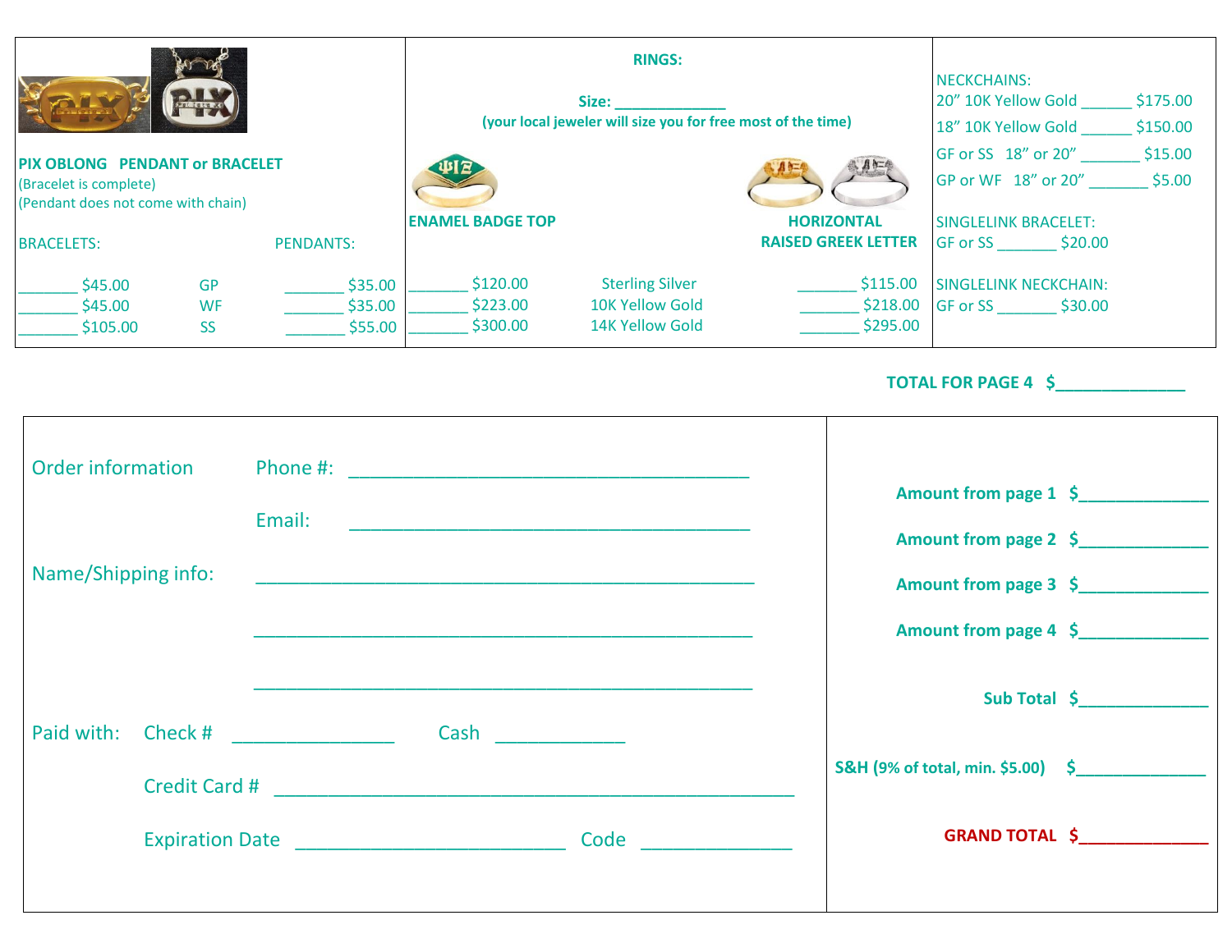**PIX OBLONG PENDANT or BRACELET**

(Bracelet is complete)
(Pendant does not come with chain)

| BRACELETS: | | PENDANTS: |
|---|---|---|
| _______ $45.00 | GP | _______ $35.00 |
| _______ $45.00 | WF | _______ $35.00 |
| _______ $105.00 | SS | _______ $55.00 |

**RINGS:**

**Size: _____________**
**(your local jeweler will size you for free most of the time)**

| ENAMEL BADGE TOP | | HORIZONTAL RAISED GREEK LETTER |
|---|---|---|
| _______ $120.00 | Sterling Silver | _______ $115.00 |
| _______ $223.00 | 10K Yellow Gold | _______ $218.00 |
| _______ $300.00 | 14K Yellow Gold | _______ $295.00 |

NECKCHAINS:
20" 10K Yellow Gold ______ $175.00
18" 10K Yellow Gold ______ $150.00
GF or SS 18" or 20" _______ $15.00
GP or WF 18" or 20" _______ $5.00

SINGLELINK BRACELET:
GF or SS _______ $20.00

SINGLELINK NECKCHAIN:
GF or SS _______ $30.00

**TOTAL FOR PAGE 4 $_____________**

Order information Phone #: ________________________________________

Email: ________________________________________

Name/Shipping info: ________________________________________________

________________________________________________

________________________________________________

Paid with: Check # ________________ Cash ____________

Credit Card # ___________________________________________________

Expiration Date ___________________________ Code ______________

**Amount from page 1 $_____________**

**Amount from page 2 $_____________**

**Amount from page 3 $_____________**

**Amount from page 4 $_____________**

**Sub Total $_____________**

**S&H (9% of total, min. $5.00) $_____________**

**GRAND TOTAL $_____________**